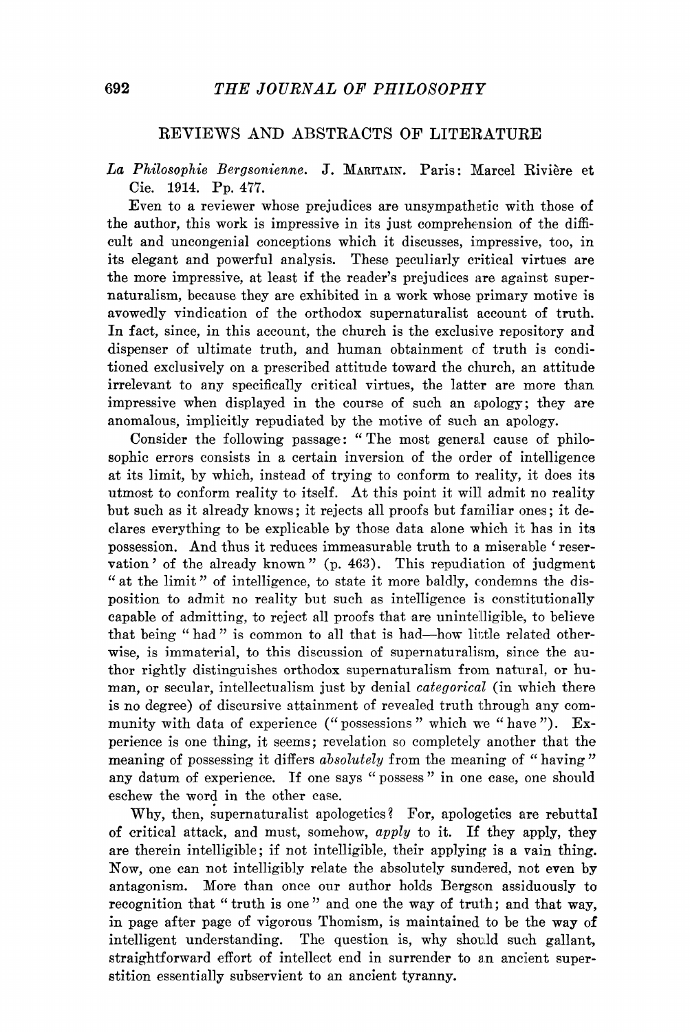## REVIEWS AND ABSTRACTS OF LITERATURE

*La Philosophie Bergsonienne.* J. MARITAIN. Paris: Marcel Rivière et Cie. 1914. Pp. 477.

Even to a reviewer whose prejudices are unsympathetic with those of the author, this work is impressive in its just comprehension of the difficult and uncongenial conceptions which it discusses, impressive, too, in its elegant and powerful analysis. These peculiarly critical virtues are the more impressive, at least if the reader's prejudices are against supernaturalism, because they are exhibited in a work whose primary motive is avowedly vindication of the orthodox supernaturalist account of truth. In fact, since, in this account, the church is the exclusive repository and dispenser of ultimate truth, and human obtainment of truth is conditioned exclusively on a prescribed attitude toward the church, an attitude irrelevant to any specifically critical virtues, the latter are more than impressive when displayed in the course of such an apology; they are anomalous, implicitly repudiated by the motive of such an apology.

Consider the following passage: "The most general cause of philosophic errors consists in a certain inversion of the order of intelligence at its limit, by which, instead of trying to conform to reality, it does its utmost to conform reality to itself. At this point it will admit no reality but such as it already knows; it rejects all proofs but familiar ones; it declares everything to be explicable by those data alone which it has in its possession. And thus it reduces immeasurable truth to a miserable 'reservation' of the already known" (p. 463). This repudiation of judgment "at the limit" of intelligence, to state it more baldly, condemns the disposition to admit no reality but such as intelligence is constitutionally capable of admitting, to reject all proofs that are unintelligible, to believe that being "had" is common to all that is had—how little related otherwise, is immaterial, to this discussion of supernaturalism, since the author rightly distinguishes orthodox supernaturalism from natural, or human, or secular, intellectualism just by denial *categorical* (in which there is no degree) of discursive attainment of revealed truth through any community with data of experience ("possessions" which we "have"). Experience is one thing, it seems; revelation so completely another that the meaning of possessing it differs *absolutely* from the meaning of "having" any datum of experience. If one says "possess" in one case, one should eschew the word in the other case.

Why, then, supernaturalist apologetics? For, apologetics are rebuttal of critical attack, and must, somehow, *apply* to it. If they apply, they are therein intelligible; if not intelligible, their applying is a vain thing. Now, one can not intelligibly relate the absolutely sundered, not even by antagonism. More than once our author holds Bergson assiduously to recognition that "truth is one" and one the way of truth; and that way, in page after page of vigorous Thomism, is maintained to be the way of intelligent understanding. The question is, why should such gallant, straightforward effort of intellect end in surrender to an ancient superstition essentially subservient to an ancient tyranny.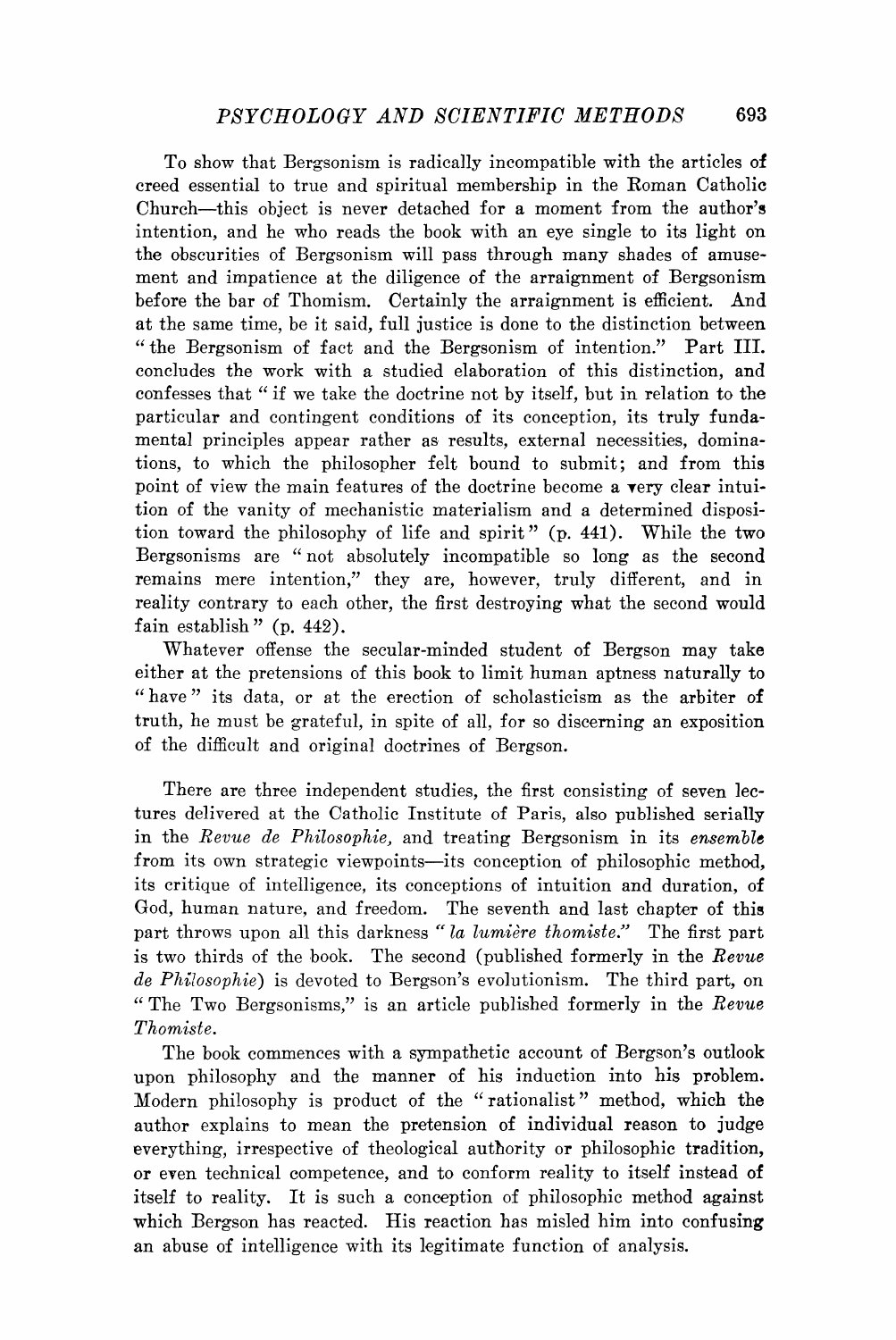To show that Bergsonism is radically incompatible with the articles of creed essential to true and spiritual membership in the Roman Catholic Church—this object is never detached for a moment from the author's intention, and he who reads the book with an eye single to its light on the obscurities of Bergsonism will pass through many shades of amusement and impatience at the diligence of the arraignment of Bergsonism before the bar of Thomism. Certainly the arraignment is efficient. And at the same time, be it said, full justice is done to the distinction between "the Bergsonism of fact and the Bergsonism of intention." Part III. concludes the work with a studied elaboration of this distinction, and confesses that "if we take the doctrine not by itself, but in relation to the particular and contingent conditions of its conception, its truly fundamental principles appear rather as results, external necessities, dominations, to which the philosopher felt bound to submit; and from this point of view the main features of the doctrine become a very clear intuition of the vanity of mechanistic materialism and a determined disposition toward the philosophy of life and spirit" (p. 441). While the two Bergsonisms are "not absolutely incompatible so long as the second remains mere intention," they are, however, truly different, and in reality contrary to each other, the first destroying what the second would fain establish" (p. 442).

Whatever offense the secular-minded student of Bergson may take either at the pretensions of this book to limit human aptness naturally to "have" its data, or at the erection of scholasticism as the arbiter of truth, he must be grateful, in spite of all, for so discerning an exposition of the difficult and original doctrines of Bergson.

There are three independent studies, the first consisting of seven lectures delivered at the Catholic Institute of Paris, also published serially in the *Revue de Philosophie,* and treating Bergsonism in its *ensemble* from its own strategic viewpoints—its conception of philosophic method, its critique of intelligence, its conceptions of intuition and duration, of God, human nature, and freedom. The seventh and last chapter of this part throws upon all this darkness "*la lumière thomiste.*" The first part is two thirds of the book. The second (published formerly in the *Revue de Philosophie*) is devoted to Bergson's evolutionism. The third part, on "The Two Bergsonisms," is an article published formerly in the *Revue Thomiste.*

The book commences with a sympathetic account of Bergson's outlook upon philosophy and the manner of his induction into his problem. Modern philosophy is product of the "rationalist" method, which the author explains to mean the pretension of individual reason to judge everything, irrespective of theological authority or philosophic tradition, or even technical competence, and to conform reality to itself instead of itself to reality. It is such a conception of philosophic method against which Bergson has reacted. His reaction has misled him into confusing an abuse of intelligence with its legitimate function of analysis.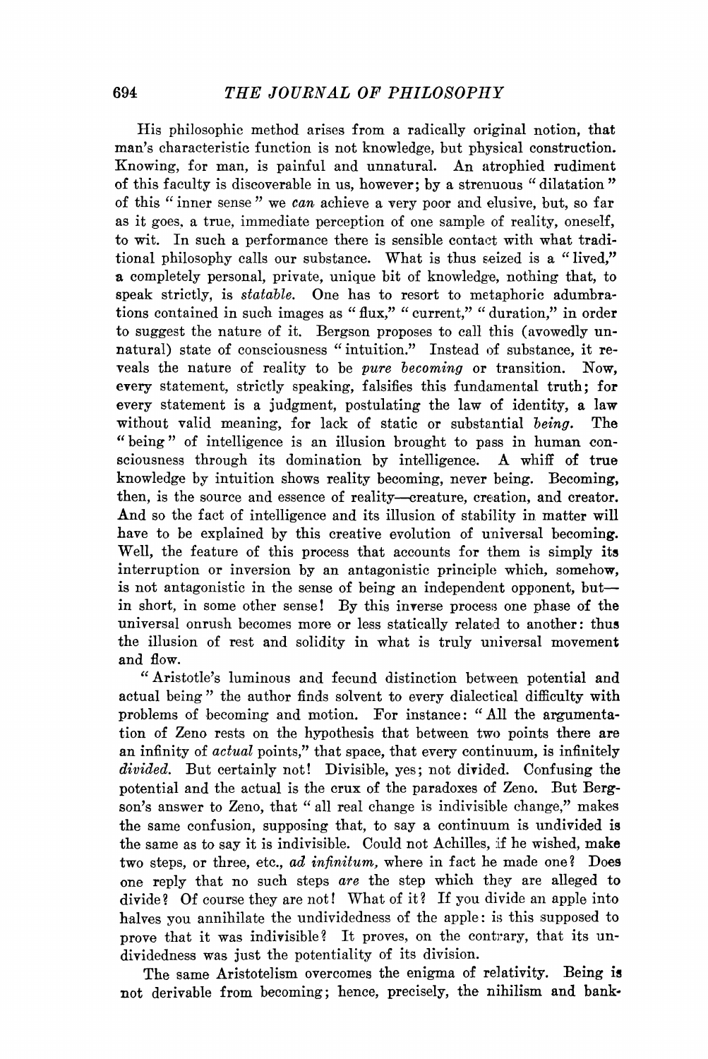His philosophic method arises from a radically original notion, that man's characteristic function is not knowledge, but physical construction. Knowing, for man, is painful and unnatural. An atrophied rudiment of this faculty is discoverable in us, however; by a strenuous "dilatation" of this "inner sense" we *can* achieve a very poor and elusive, but, so far as it goes, a true, immediate perception of one sample of reality, oneself, to wit. In such a performance there is sensible contact with what traditional philosophy calls our substance. What is thus seized is a "lived," a completely personal, private, unique bit of knowledge, nothing that, to speak strictly, is *statable*. One has to resort to metaphoric adumbrations contained in such images as "flux," "current," "duration," in order to suggest the nature of it. Bergson proposes to call this (avowedly unnatural) state of consciousness "intuition." Instead of substance, it reveals the nature of reality to be *pure becoming* or transition. Now, every statement, strictly speaking, falsifies this fundamental truth; for every statement is a judgment, postulating the law of identity, a law without valid meaning, for lack of static or substantial *being*. The "being" of intelligence is an illusion brought to pass in human consciousness through its domination by intelligence. A whiff of true knowledge by intuition shows reality becoming, never being. Becoming, then, is the source and essence of reality—creature, creation, and creator. And so the fact of intelligence and its illusion of stability in matter will have to be explained by this creative evolution of universal becoming. Well, the feature of this process that accounts for them is simply its interruption or inversion by an antagonistic principle which, somehow, is not antagonistic in the sense of being an independent opponent, but—in short, in some other sense! By this inverse process one phase of the universal onrush becomes more or less statically related to another: thus the illusion of rest and solidity in what is truly universal movement and flow.

"Aristotle's luminous and fecund distinction between potential and actual being" the author finds solvent to every dialectical difficulty with problems of becoming and motion. For instance: "All the argumentation of Zeno rests on the hypothesis that between two points there are an infinity of *actual* points," that space, that every continuum, is infinitely *divided*. But certainly not! Divisible, yes; not divided. Confusing the potential and the actual is the crux of the paradoxes of Zeno. But Bergson's answer to Zeno, that "all real change is indivisible change," makes the same confusion, supposing that, to say a continuum is undivided is the same as to say it is indivisible. Could not Achilles, if he wished, make two steps, or three, etc., *ad infinitum*, where in fact he made one? Does one reply that no such steps *are* the step which they are alleged to divide? Of course they are not! What of it? If you divide an apple into halves you annihilate the undividedness of the apple: is this supposed to prove that it was indivisible? It proves, on the contrary, that its undividedness was just the potentiality of its division.

The same Aristotelism overcomes the enigma of relativity. Being is not derivable from becoming; hence, precisely, the nihilism and bank-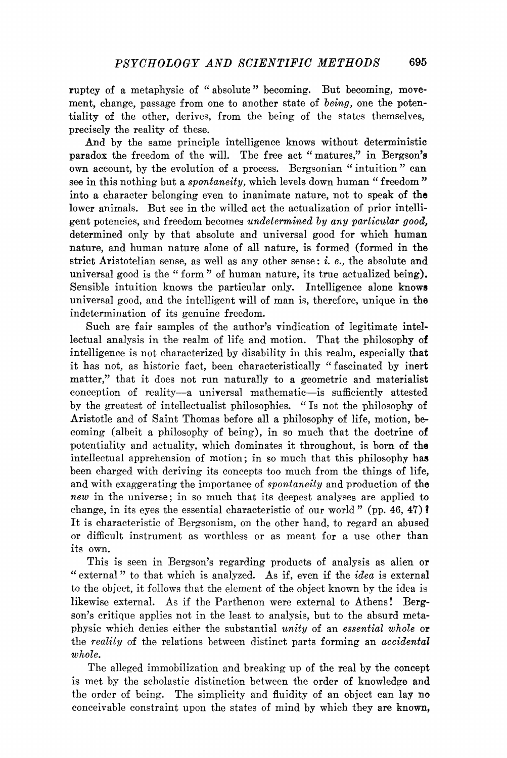ruptcy of a metaphysic of "absolute" becoming. But becoming, movement, change, passage from one to another state of *being,* one the potentiality of the other, derives, from the being of the states themselves, precisely the reality of these.

And by the same principle intelligence knows without deterministic paradox the freedom of the will. The free act "matures," in Bergson's own account, by the evolution of a process. Bergsonian "intuition" can see in this nothing but a *spontaneity,* which levels down human "freedom" into a character belonging even to inanimate nature, not to speak of the lower animals. But see in the willed act the actualization of prior intelligent potencies, and freedom becomes *undetermined by any particular good,* determined only by that absolute and universal good for which human nature, and human nature alone of all nature, is formed (formed in the strict Aristotelian sense, as well as any other sense: *i. e.,* the absolute and universal good is the "form" of human nature, its true actualized being). Sensible intuition knows the particular only. Intelligence alone knows universal good, and the intelligent will of man is, therefore, unique in the indetermination of its genuine freedom.

Such are fair samples of the author's vindication of legitimate intellectual analysis in the realm of life and motion. That the philosophy of intelligence is not characterized by disability in this realm, especially that it has not, as historic fact, been characteristically "fascinated by inert matter," that it does not run naturally to a geometric and materialist conception of reality—a universal mathematic—is sufficiently attested by the greatest of intellectualist philosophies. "Is not the philosophy of Aristotle and of Saint Thomas before all a philosophy of life, motion, becoming (albeit a philosophy of being), in so much that the doctrine of potentiality and actuality, which dominates it throughout, is born of the intellectual apprehension of motion; in so much that this philosophy has been charged with deriving its concepts too much from the things of life, and with exaggerating the importance of *spontaneity* and production of the *new* in the universe; in so much that its deepest analyses are applied to change, in its eyes the essential characteristic of our world" (pp. 46, 47)? It is characteristic of Bergsonism, on the other hand, to regard an abused or difficult instrument as worthless or as meant for a use other than its own.

This is seen in Bergson's regarding products of analysis as alien or "external" to that which is analyzed. As if, even if the *idea* is external to the object, it follows that the element of the object known by the idea is likewise external. As if the Parthenon were external to Athens! Bergson's critique applies not in the least to analysis, but to the absurd metaphysic which denies either the substantial *unity* of an *essential whole* or the *reality* of the relations between distinct parts forming an *accidental whole.*

The alleged immobilization and breaking up of the real by the concept is met by the scholastic distinction between the order of knowledge and the order of being. The simplicity and fluidity of an object can lay no conceivable constraint upon the states of mind by which they are known,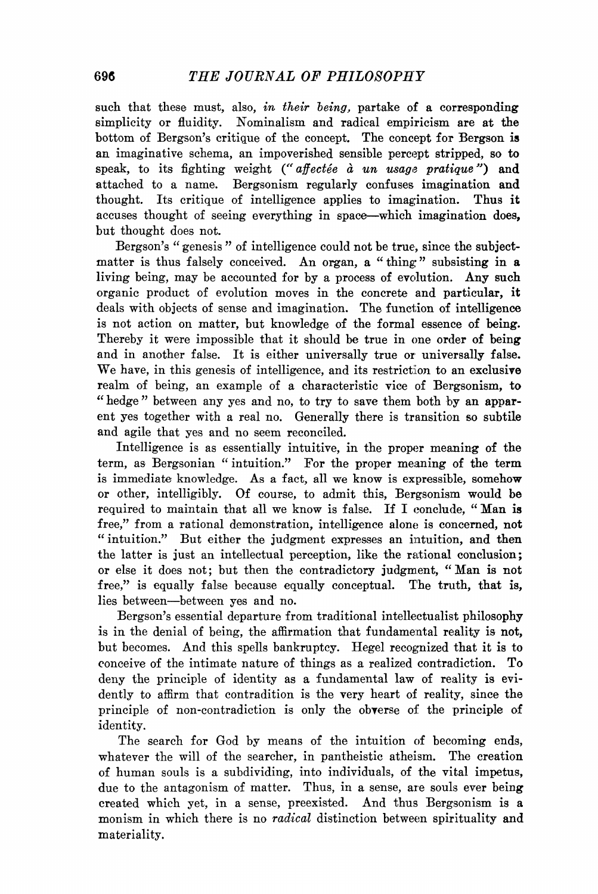such that these must, also, *in their being*, partake of a corresponding simplicity or fluidity. Nominalism and radical empiricism are at the bottom of Bergson's critique of the concept. The concept for Bergson is an imaginative schema, an impoverished sensible percept stripped, so to speak, to its fighting weight (*"affectée à un usage pratique"*) and attached to a name. Bergsonism regularly confuses imagination and thought. Its critique of intelligence applies to imagination. Thus it accuses thought of seeing everything in space—which imagination does, but thought does not.

Bergson's "genesis" of intelligence could not be true, since the subject-matter is thus falsely conceived. An organ, a "thing" subsisting in a living being, may be accounted for by a process of evolution. Any such organic product of evolution moves in the concrete and particular, it deals with objects of sense and imagination. The function of intelligence is not action on matter, but knowledge of the formal essence of being. Thereby it were impossible that it should be true in one order of being and in another false. It is either universally true or universally false. We have, in this genesis of intelligence, and its restriction to an exclusive realm of being, an example of a characteristic vice of Bergsonism, to "hedge" between any yes and no, to try to save them both by an apparent yes together with a real no. Generally there is transition so subtile and agile that yes and no seem reconciled.

Intelligence is as essentially intuitive, in the proper meaning of the term, as Bergsonian "intuition." For the proper meaning of the term is immediate knowledge. As a fact, all we know is expressible, somehow or other, intelligibly. Of course, to admit this, Bergsonism would be required to maintain that all we know is false. If I conclude, "Man is free," from a rational demonstration, intelligence alone is concerned, not "intuition." But either the judgment expresses an intuition, and then the latter is just an intellectual perception, like the rational conclusion; or else it does not; but then the contradictory judgment, "Man is not free," is equally false because equally conceptual. The truth, that is, lies between—between yes and no.

Bergson's essential departure from traditional intellectualist philosophy is in the denial of being, the affirmation that fundamental reality is not, but becomes. And this spells bankruptcy. Hegel recognized that it is to conceive of the intimate nature of things as a realized contradiction. To deny the principle of identity as a fundamental law of reality is evidently to affirm that contradition is the very heart of reality, since the principle of non-contradiction is only the obverse of the principle of identity.

The search for God by means of the intuition of becoming ends, whatever the will of the searcher, in pantheistic atheism. The creation of human souls is a subdividing, into individuals, of the vital impetus, due to the antagonism of matter. Thus, in a sense, are souls ever being created which yet, in a sense, preexisted. And thus Bergsonism is a monism in which there is no *radical* distinction between spirituality and materiality.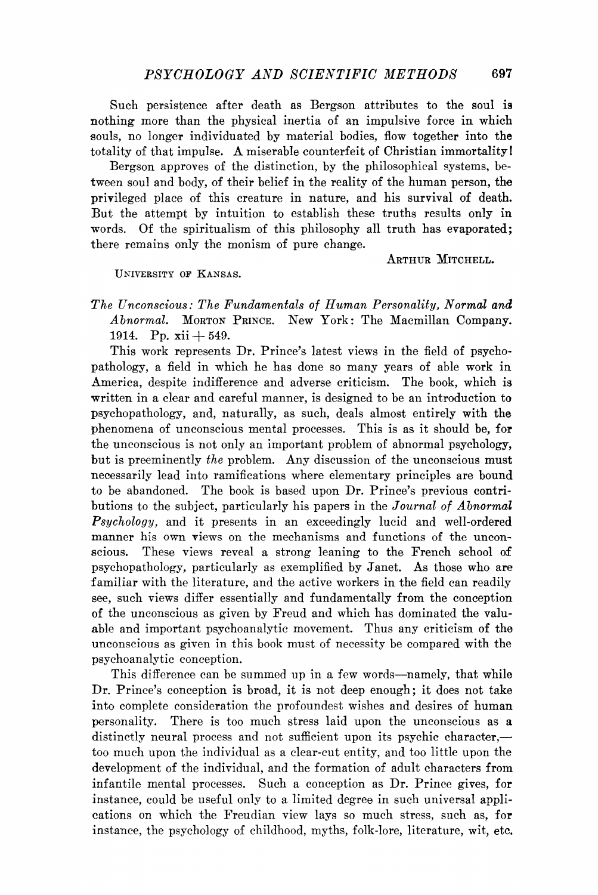Such persistence after death as Bergson attributes to the soul is nothing more than the physical inertia of an impulsive force in which souls, no longer individuated by material bodies, flow together into the totality of that impulse. A miserable counterfeit of Christian immortality!

Bergson approves of the distinction, by the philosophical systems, between soul and body, of their belief in the reality of the human person, the privileged place of this creature in nature, and his survival of death. But the attempt by intuition to establish these truths results only in words. Of the spiritualism of this philosophy all truth has evaporated; there remains only the monism of pure change.

ARTHUR MITCHELL.

UNIVERSITY OF KANSAS.

*The Unconscious: The Fundamentals of Human Personality, Normal and Abnormal.* MORTON PRINCE. New York: The Macmillan Company. 1914. Pp. xii + 549.

This work represents Dr. Prince's latest views in the field of psychopathology, a field in which he has done so many years of able work in America, despite indifference and adverse criticism. The book, which is written in a clear and careful manner, is designed to be an introduction to psychopathology, and, naturally, as such, deals almost entirely with the phenomena of unconscious mental processes. This is as it should be, for the unconscious is not only an important problem of abnormal psychology, but is preeminently *the* problem. Any discussion of the unconscious must necessarily lead into ramifications where elementary principles are bound to be abandoned. The book is based upon Dr. Prince's previous contributions to the subject, particularly his papers in the *Journal of Abnormal Psychology,* and it presents in an exceedingly lucid and well-ordered manner his own views on the mechanisms and functions of the unconscious. These views reveal a strong leaning to the French school of psychopathology, particularly as exemplified by Janet. As those who are familiar with the literature, and the active workers in the field can readily see, such views differ essentially and fundamentally from the conception of the unconscious as given by Freud and which has dominated the valuable and important psychoanalytic movement. Thus any criticism of the unconscious as given in this book must of necessity be compared with the psychoanalytic conception.

This difference can be summed up in a few words—namely, that while Dr. Prince's conception is broad, it is not deep enough; it does not take into complete consideration the profoundest wishes and desires of human personality. There is too much stress laid upon the unconscious as a distinctly neural process and not sufficient upon its psychic character,—too much upon the individual as a clear-cut entity, and too little upon the development of the individual, and the formation of adult characters from infantile mental processes. Such a conception as Dr. Prince gives, for instance, could be useful only to a limited degree in such universal applications on which the Freudian view lays so much stress, such as, for instance, the psychology of childhood, myths, folk-lore, literature, wit, etc.